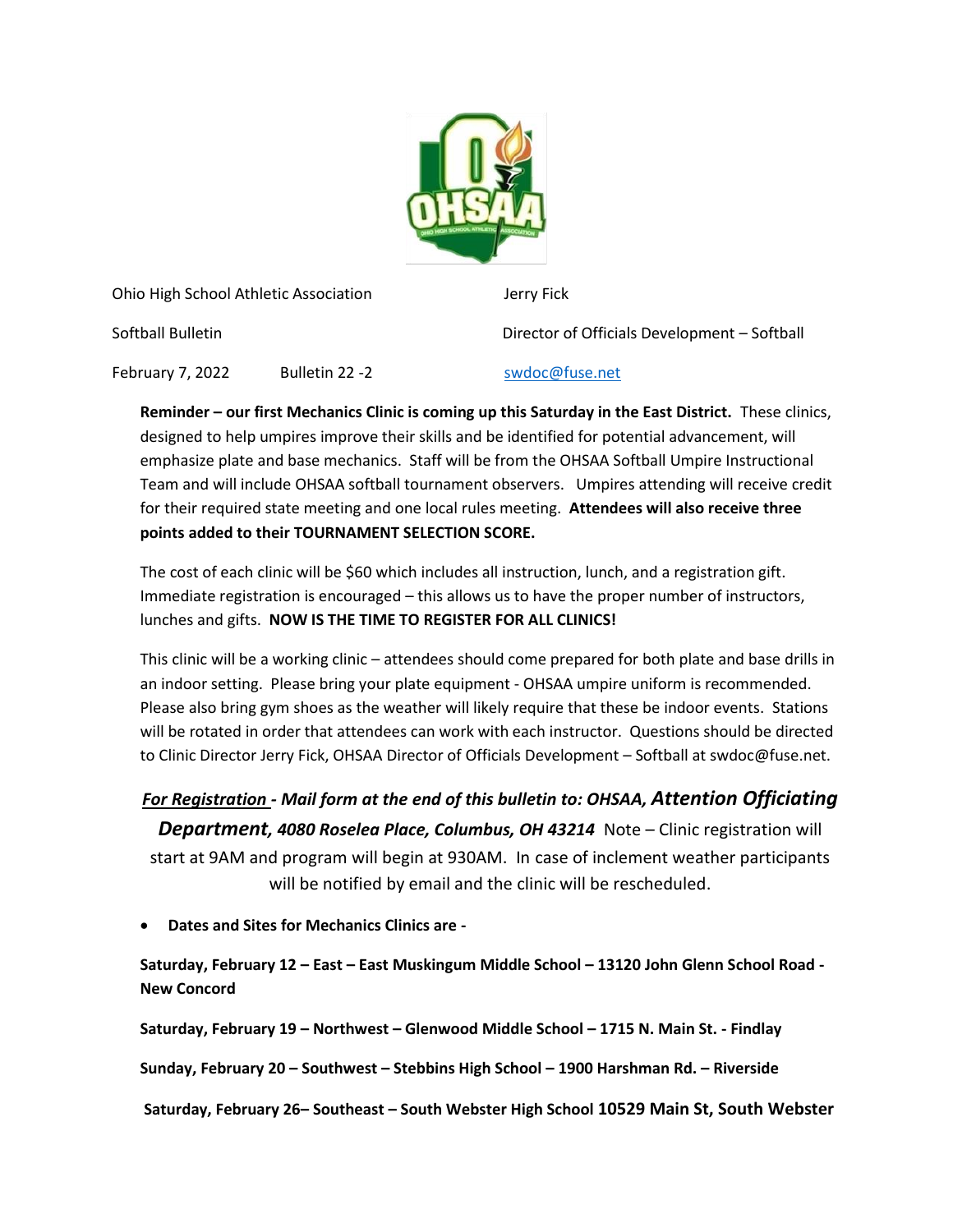| | |
|---|---|
| Ohio High School Athletic Association | Jerry Fick |
| Softball Bulletin | Director of Officials Development – Softball |
| February 7, 2022     Bulletin 22 -2 | swdoc@fuse.net |

**Reminder – our first Mechanics Clinic is coming up this Saturday in the East District.** These clinics, designed to help umpires improve their skills and be identified for potential advancement, will emphasize plate and base mechanics. Staff will be from the OHSAA Softball Umpire Instructional Team and will include OHSAA softball tournament observers. Umpires attending will receive credit for their required state meeting and one local rules meeting. **Attendees will also receive three points added to their TOURNAMENT SELECTION SCORE.**

The cost of each clinic will be $60 which includes all instruction, lunch, and a registration gift. Immediate registration is encouraged – this allows us to have the proper number of instructors, lunches and gifts. **NOW IS THE TIME TO REGISTER FOR ALL CLINICS!**

This clinic will be a working clinic – attendees should come prepared for both plate and base drills in an indoor setting. Please bring your plate equipment - OHSAA umpire uniform is recommended. Please also bring gym shoes as the weather will likely require that these be indoor events. Stations will be rotated in order that attendees can work with each instructor. Questions should be directed to Clinic Director Jerry Fick, OHSAA Director of Officials Development – Softball at swdoc@fuse.net.

***For Registration - Mail form at the end of this bulletin to: OHSAA, Attention Officiating Department, 4080 Roselea Place, Columbus, OH 43214*** Note – Clinic registration will start at 9AM and program will begin at 930AM. In case of inclement weather participants will be notified by email and the clinic will be rescheduled.

- **Dates and Sites for Mechanics Clinics are -**

**Saturday, February 12 – East – East Muskingum Middle School – 13120 John Glenn School Road - New Concord**

**Saturday, February 19 – Northwest – Glenwood Middle School – 1715 N. Main St. - Findlay**

**Sunday, February 20 – Southwest – Stebbins High School – 1900 Harshman Rd. – Riverside**

**Saturday, February 26– Southeast – South Webster High School 10529 Main St, South Webster**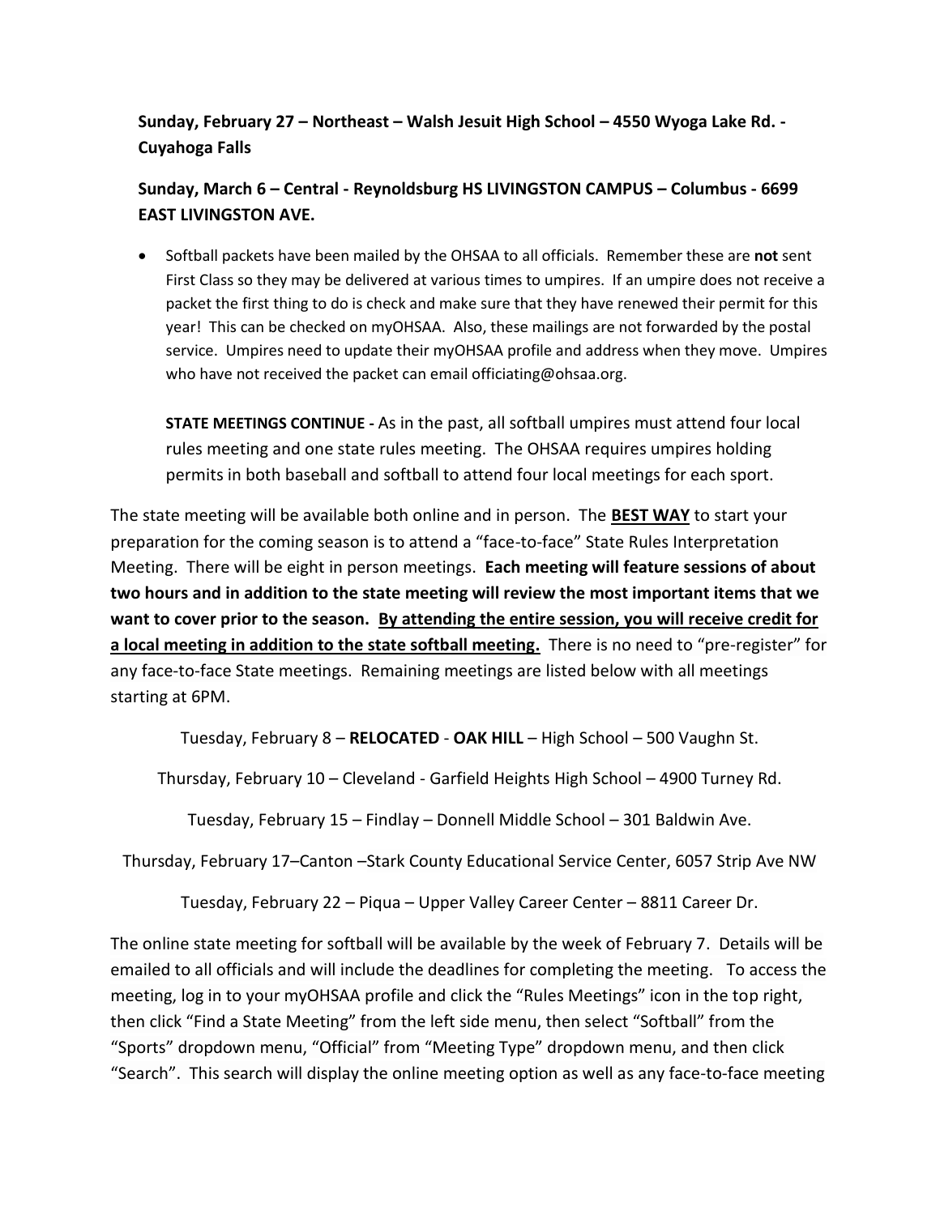**Sunday, February 27 – Northeast – Walsh Jesuit High School – 4550 Wyoga Lake Rd. - Cuyahoga Falls**

**Sunday, March 6 – Central - Reynoldsburg HS LIVINGSTON CAMPUS – Columbus - 6699 EAST LIVINGSTON AVE.**

- Softball packets have been mailed by the OHSAA to all officials. Remember these are **not** sent First Class so they may be delivered at various times to umpires. If an umpire does not receive a packet the first thing to do is check and make sure that they have renewed their permit for this year! This can be checked on myOHSAA. Also, these mailings are not forwarded by the postal service. Umpires need to update their myOHSAA profile and address when they move. Umpires who have not received the packet can email officiating@ohsaa.org.

**STATE MEETINGS CONTINUE -** As in the past, all softball umpires must attend four local rules meeting and one state rules meeting. The OHSAA requires umpires holding permits in both baseball and softball to attend four local meetings for each sport.

The state meeting will be available both online and in person. The **BEST WAY** to start your preparation for the coming season is to attend a "face-to-face" State Rules Interpretation Meeting. There will be eight in person meetings. **Each meeting will feature sessions of about two hours and in addition to the state meeting will review the most important items that we want to cover prior to the season. By attending the entire session, you will receive credit for a local meeting in addition to the state softball meeting.** There is no need to "pre-register" for any face-to-face State meetings. Remaining meetings are listed below with all meetings starting at 6PM.

Tuesday, February 8 – **RELOCATED** - **OAK HILL** – High School – 500 Vaughn St.

Thursday, February 10 – Cleveland - Garfield Heights High School – 4900 Turney Rd.

Tuesday, February 15 – Findlay – Donnell Middle School – 301 Baldwin Ave.

Thursday, February 17–Canton –Stark County Educational Service Center, 6057 Strip Ave NW

Tuesday, February 22 – Piqua – Upper Valley Career Center – 8811 Career Dr.

The online state meeting for softball will be available by the week of February 7. Details will be emailed to all officials and will include the deadlines for completing the meeting. To access the meeting, log in to your myOHSAA profile and click the "Rules Meetings" icon in the top right, then click "Find a State Meeting" from the left side menu, then select "Softball" from the "Sports" dropdown menu, "Official" from "Meeting Type" dropdown menu, and then click "Search". This search will display the online meeting option as well as any face-to-face meeting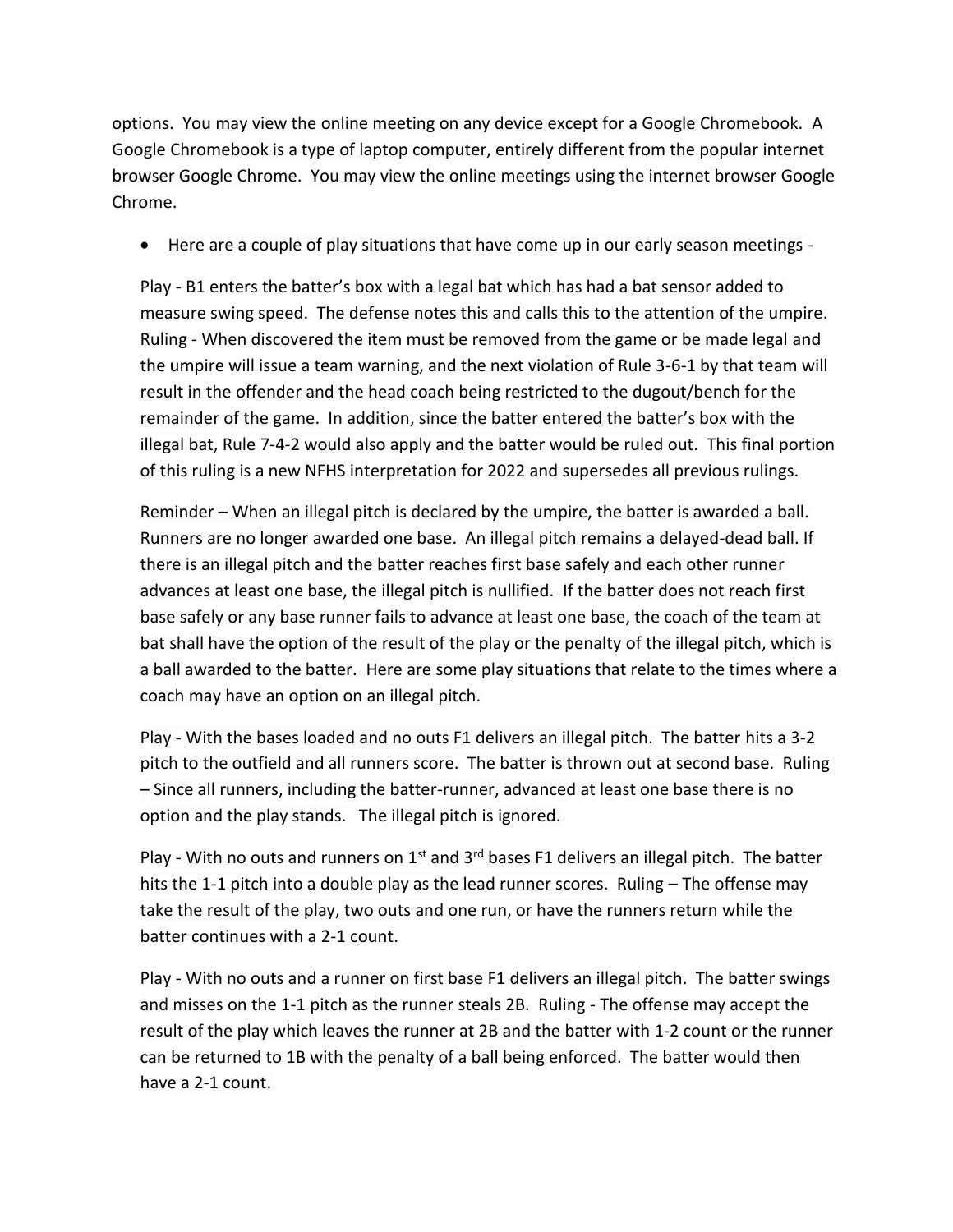options. You may view the online meeting on any device except for a Google Chromebook. A Google Chromebook is a type of laptop computer, entirely different from the popular internet browser Google Chrome. You may view the online meetings using the internet browser Google Chrome.

- Here are a couple of play situations that have come up in our early season meetings -

  Play - B1 enters the batter's box with a legal bat which has had a bat sensor added to measure swing speed. The defense notes this and calls this to the attention of the umpire. Ruling - When discovered the item must be removed from the game or be made legal and the umpire will issue a team warning, and the next violation of Rule 3-6-1 by that team will result in the offender and the head coach being restricted to the dugout/bench for the remainder of the game. In addition, since the batter entered the batter's box with the illegal bat, Rule 7-4-2 would also apply and the batter would be ruled out. This final portion of this ruling is a new NFHS interpretation for 2022 and supersedes all previous rulings.

  Reminder – When an illegal pitch is declared by the umpire, the batter is awarded a ball. Runners are no longer awarded one base. An illegal pitch remains a delayed-dead ball. If there is an illegal pitch and the batter reaches first base safely and each other runner advances at least one base, the illegal pitch is nullified. If the batter does not reach first base safely or any base runner fails to advance at least one base, the coach of the team at bat shall have the option of the result of the play or the penalty of the illegal pitch, which is a ball awarded to the batter. Here are some play situations that relate to the times where a coach may have an option on an illegal pitch.

  Play - With the bases loaded and no outs F1 delivers an illegal pitch. The batter hits a 3-2 pitch to the outfield and all runners score. The batter is thrown out at second base. Ruling – Since all runners, including the batter-runner, advanced at least one base there is no option and the play stands. The illegal pitch is ignored.

  Play - With no outs and runners on 1st and 3rd bases F1 delivers an illegal pitch. The batter hits the 1-1 pitch into a double play as the lead runner scores. Ruling – The offense may take the result of the play, two outs and one run, or have the runners return while the batter continues with a 2-1 count.

  Play - With no outs and a runner on first base F1 delivers an illegal pitch. The batter swings and misses on the 1-1 pitch as the runner steals 2B. Ruling - The offense may accept the result of the play which leaves the runner at 2B and the batter with 1-2 count or the runner can be returned to 1B with the penalty of a ball being enforced. The batter would then have a 2-1 count.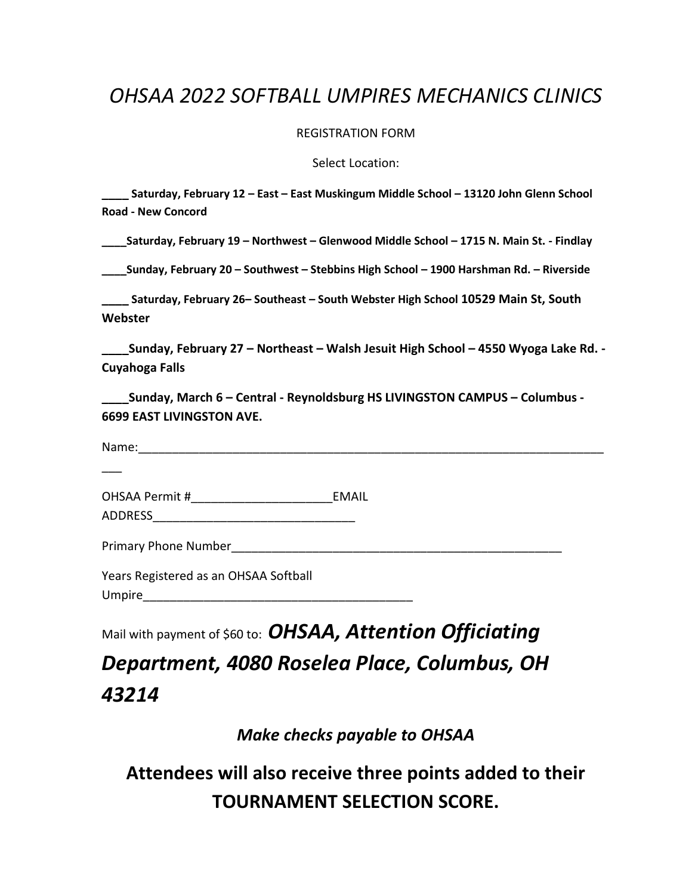# *OHSAA 2022 SOFTBALL UMPIRES MECHANICS CLINICS*

REGISTRATION FORM

Select Location:

**____ Saturday, February 12 – East – East Muskingum Middle School – 13120 John Glenn School Road - New Concord**

**____Saturday, February 19 – Northwest – Glenwood Middle School – 1715 N. Main St. - Findlay**

**____Sunday, February 20 – Southwest – Stebbins High School – 1900 Harshman Rd. – Riverside**

**____ Saturday, February 26– Southeast – South Webster High School 10529 Main St, South Webster**

**____Sunday, February 27 – Northeast – Walsh Jesuit High School – 4550 Wyoga Lake Rd. - Cuyahoga Falls**

**____Sunday, March 6 – Central - Reynoldsburg HS LIVINGSTON CAMPUS – Columbus - 6699 EAST LIVINGSTON AVE.**

Name:___________________________________________________________________________

OHSAA Permit #_____________________EMAIL ADDRESS______________________________

Primary Phone Number____________________________________________________

Years Registered as an OHSAA Softball Umpire_________________________________________

Mail with payment of $60 to: ***OHSAA, Attention Officiating Department, 4080 Roselea Place, Columbus, OH 43214***

***Make checks payable to OHSAA***

**Attendees will also receive three points added to their TOURNAMENT SELECTION SCORE.**